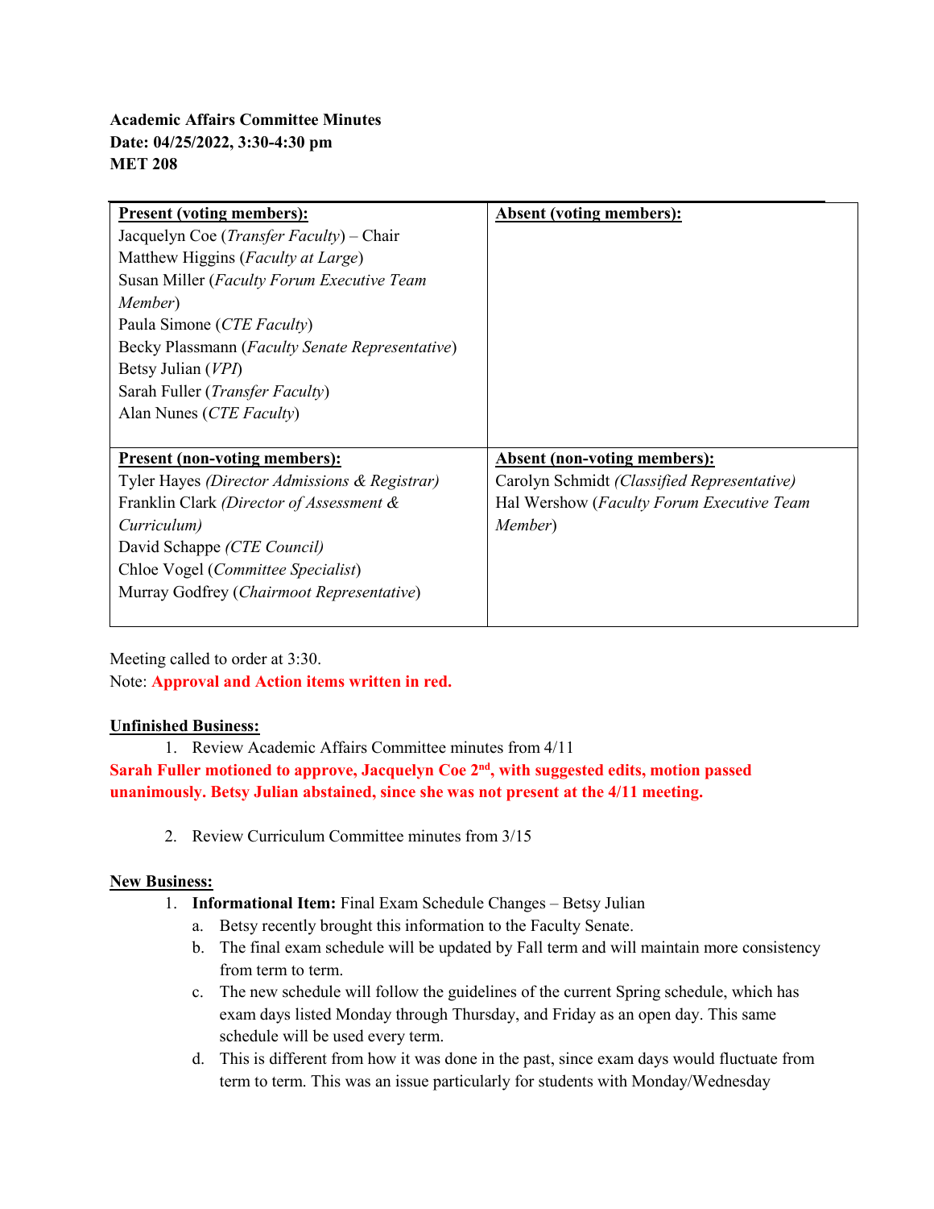**Academic Affairs Committee Minutes**
**Date: 04/25/2022, 3:30-4:30 pm**
**MET 208**

| **Present (voting members):** | **Absent (voting members):** |
|---|---|
| Jacquelyn Coe (*Transfer Faculty*) – Chair<br>Matthew Higgins (*Faculty at Large*)<br>Susan Miller (*Faculty Forum Executive Team Member*)<br>Paula Simone (*CTE Faculty*)<br>Becky Plassmann (*Faculty Senate Representative*)<br>Betsy Julian (*VPI*)<br>Sarah Fuller (*Transfer Faculty*)<br>Alan Nunes (*CTE Faculty*) | |
| **Present (non-voting members):** | **Absent (non-voting members):** |
| Tyler Hayes *(Director Admissions & Registrar)*<br>Franklin Clark *(Director of Assessment & Curriculum)*<br>David Schappe *(CTE Council)*<br>Chloe Vogel (*Committee Specialist*)<br>Murray Godfrey (*Chairmoot Representative*) | Carolyn Schmidt *(Classified Representative)*<br>Hal Wershow (*Faculty Forum Executive Team Member*) |

Meeting called to order at 3:30.

Note: **Approval and Action items written in red.**

**Unfinished Business:**

1. Review Academic Affairs Committee minutes from 4/11

**Sarah Fuller motioned to approve, Jacquelyn Coe 2nd, with suggested edits, motion passed unanimously. Betsy Julian abstained, since she was not present at the 4/11 meeting.**

2. Review Curriculum Committee minutes from 3/15

**New Business:**

1. **Informational Item:** Final Exam Schedule Changes – Betsy Julian
   a. Betsy recently brought this information to the Faculty Senate.
   b. The final exam schedule will be updated by Fall term and will maintain more consistency from term to term.
   c. The new schedule will follow the guidelines of the current Spring schedule, which has exam days listed Monday through Thursday, and Friday as an open day. This same schedule will be used every term.
   d. This is different from how it was done in the past, since exam days would fluctuate from term to term. This was an issue particularly for students with Monday/Wednesday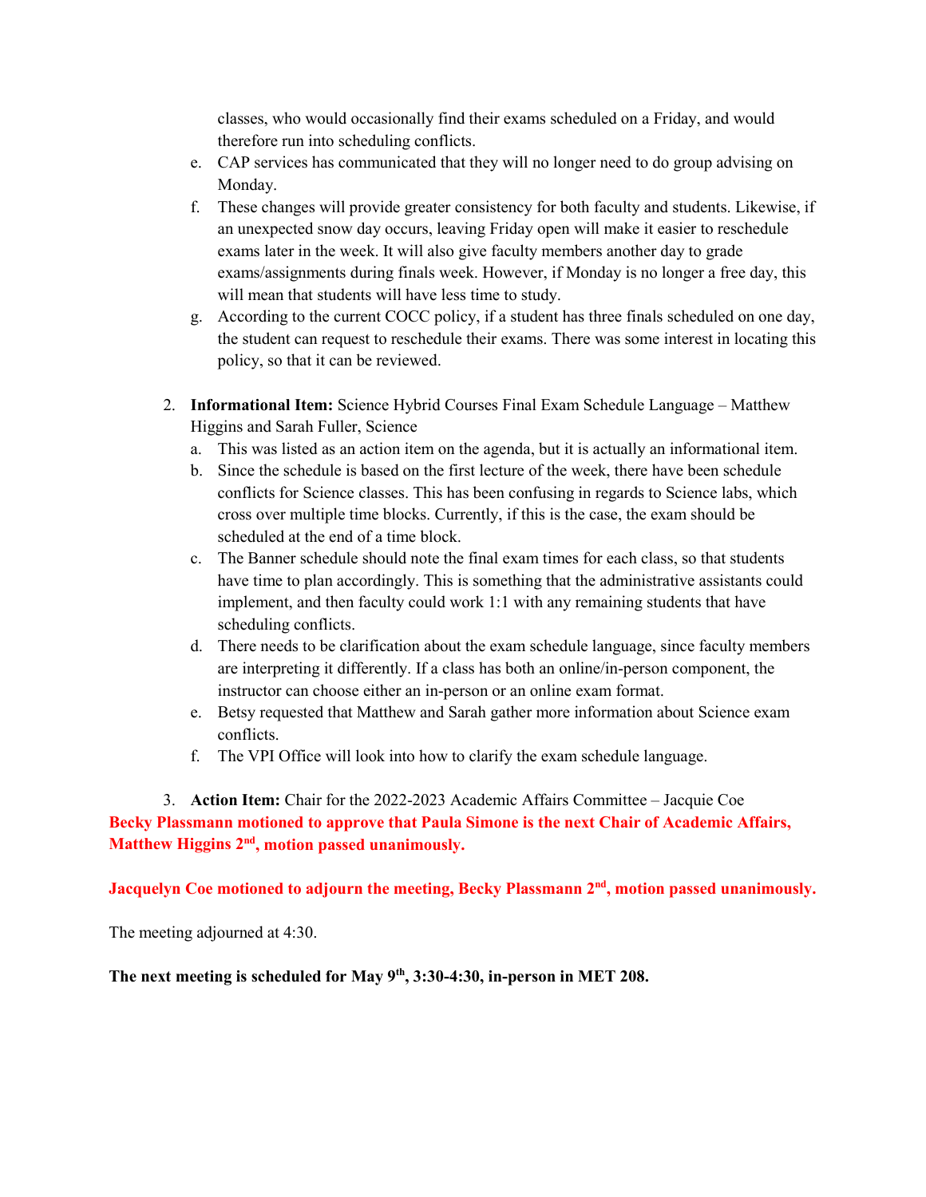classes, who would occasionally find their exams scheduled on a Friday, and would therefore run into scheduling conflicts.

e. CAP services has communicated that they will no longer need to do group advising on Monday.
f. These changes will provide greater consistency for both faculty and students. Likewise, if an unexpected snow day occurs, leaving Friday open will make it easier to reschedule exams later in the week. It will also give faculty members another day to grade exams/assignments during finals week. However, if Monday is no longer a free day, this will mean that students will have less time to study.
g. According to the current COCC policy, if a student has three finals scheduled on one day, the student can request to reschedule their exams. There was some interest in locating this policy, so that it can be reviewed.

2. **Informational Item:** Science Hybrid Courses Final Exam Schedule Language – Matthew Higgins and Sarah Fuller, Science
   a. This was listed as an action item on the agenda, but it is actually an informational item.
   b. Since the schedule is based on the first lecture of the week, there have been schedule conflicts for Science classes. This has been confusing in regards to Science labs, which cross over multiple time blocks. Currently, if this is the case, the exam should be scheduled at the end of a time block.
   c. The Banner schedule should note the final exam times for each class, so that students have time to plan accordingly. This is something that the administrative assistants could implement, and then faculty could work 1:1 with any remaining students that have scheduling conflicts.
   d. There needs to be clarification about the exam schedule language, since faculty members are interpreting it differently. If a class has both an online/in-person component, the instructor can choose either an in-person or an online exam format.
   e. Betsy requested that Matthew and Sarah gather more information about Science exam conflicts.
   f. The VPI Office will look into how to clarify the exam schedule language.

3. **Action Item:** Chair for the 2022-2023 Academic Affairs Committee – Jacquie Coe

**Becky Plassmann motioned to approve that Paula Simone is the next Chair of Academic Affairs, Matthew Higgins 2nd, motion passed unanimously.**

**Jacquelyn Coe motioned to adjourn the meeting, Becky Plassmann 2nd, motion passed unanimously.**

The meeting adjourned at 4:30.

**The next meeting is scheduled for May 9th, 3:30-4:30, in-person in MET 208.**